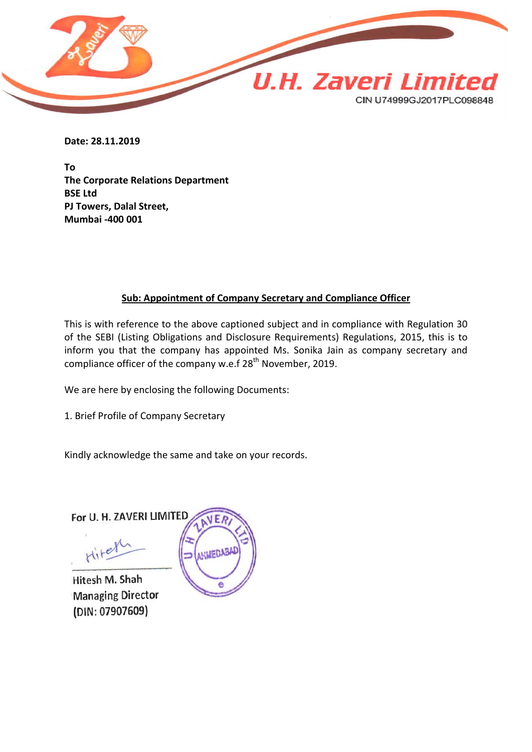**U.H. Zaveri Limited**

CIN U74999GJ2017PLC098848

**Date: 28.11.2019**

**To**
**The Corporate Relations Department**
**BSE Ltd**
**PJ Towers, Dalal Street,**
**Mumbai -400 001**

**Sub: Appointment of Company Secretary and Compliance Officer**

This is with reference to the above captioned subject and in compliance with Regulation 30 of the SEBI (Listing Obligations and Disclosure Requirements) Regulations, 2015, this is to inform you that the company has appointed Ms. Sonika Jain as company secretary and compliance officer of the company w.e.f 28th November, 2019.

We are here by enclosing the following Documents:

1. Brief Profile of Company Secretary

Kindly acknowledge the same and take on your records.

For U. H. ZAVERI LIMITED

Hitesh M. Shah
Managing Director
(DIN: 07907609)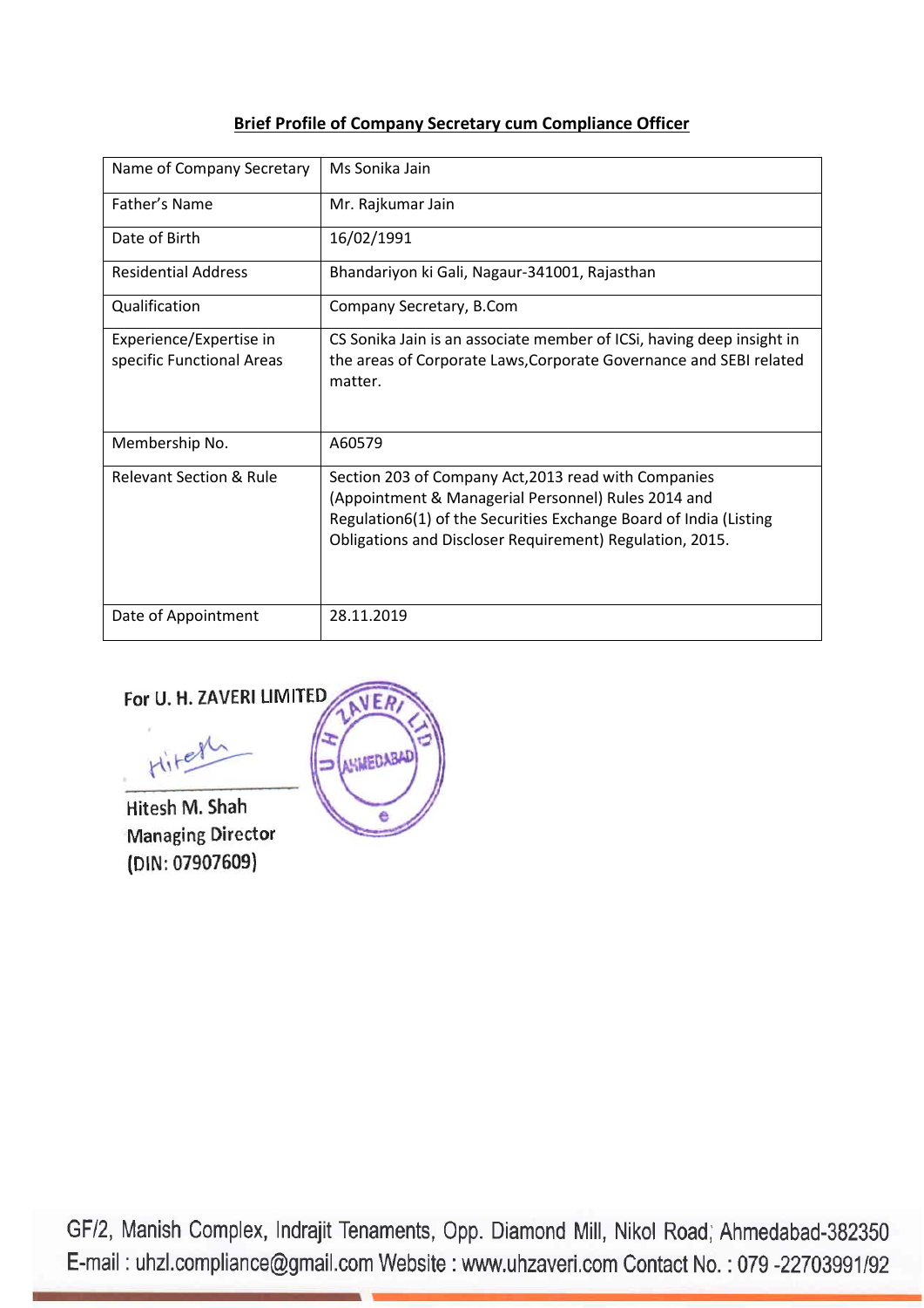## Brief Profile of Company Secretary cum Compliance Officer

| | |
|---|---|
| Name of Company Secretary | Ms Sonika Jain |
| Father's Name | Mr. Rajkumar Jain |
| Date of Birth | 16/02/1991 |
| Residential Address | Bhandariyon ki Gali, Nagaur-341001, Rajasthan |
| Qualification | Company Secretary, B.Com |
| Experience/Expertise in specific Functional Areas | CS Sonika Jain is an associate member of ICSi, having deep insight in the areas of Corporate Laws,Corporate Governance and SEBI related matter. |
| Membership No. | A60579 |
| Relevant Section & Rule | Section 203 of Company Act,2013 read with Companies (Appointment & Managerial Personnel) Rules 2014 and Regulation6(1) of the Securities Exchange Board of India (Listing Obligations and Discloser Requirement) Regulation, 2015. |
| Date of Appointment | 28.11.2019 |

For U. H. ZAVERI LIMITED

Hitesh M. Shah
Managing Director
(DIN: 07907609)

GF/2, Manish Complex, Indrajit Tenaments, Opp. Diamond Mill, Nikol Road, Ahmedabad-382350
E-mail : uhzl.compliance@gmail.com Website : www.uhzaveri.com Contact No. : 079 -22703991/92